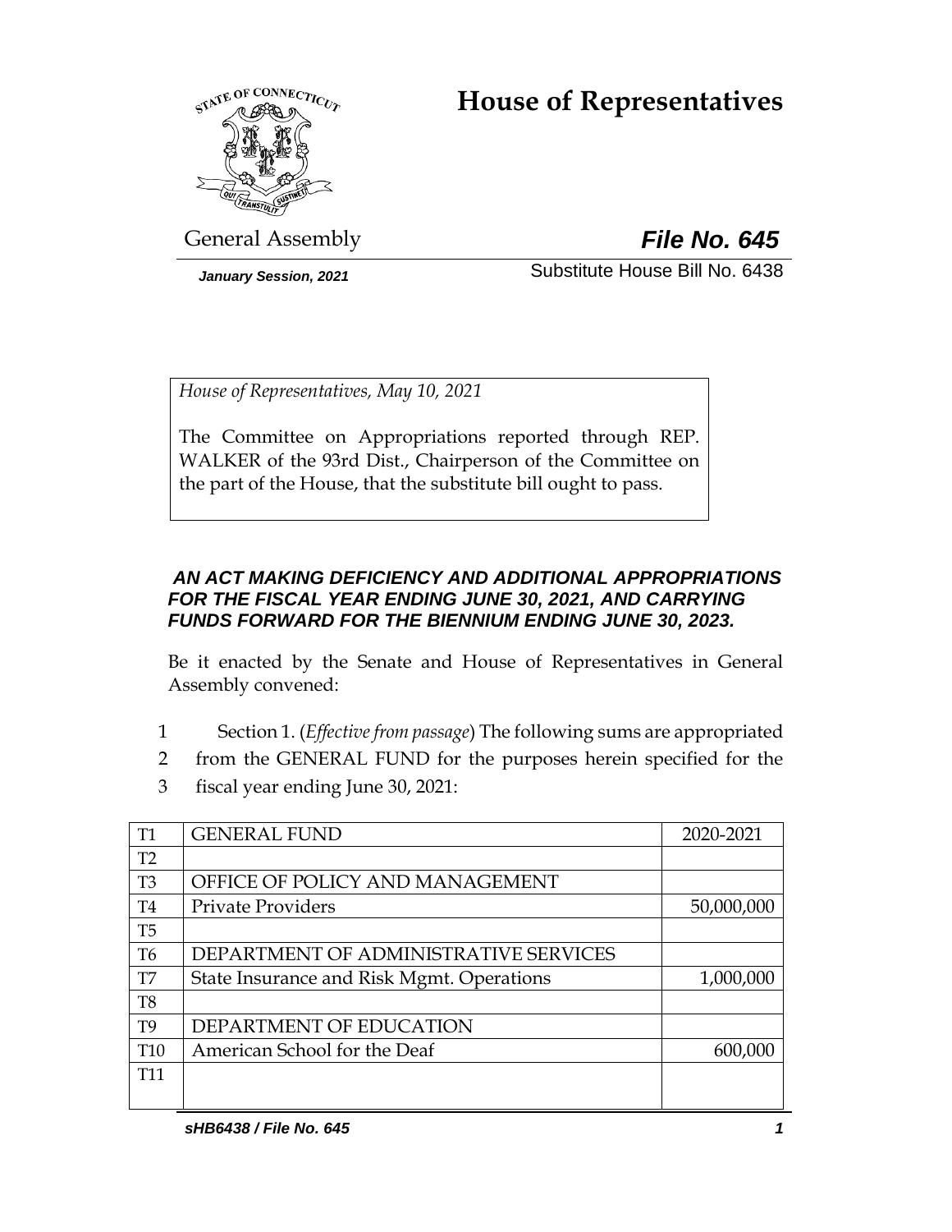# House of Representatives

General Assembly

***File No. 645***

*January Session, 2021*

Substitute House Bill No. 6438

*House of Representatives, May 10, 2021*

The Committee on Appropriations reported through REP. WALKER of the 93rd Dist., Chairperson of the Committee on the part of the House, that the substitute bill ought to pass.

***AN ACT MAKING DEFICIENCY AND ADDITIONAL APPROPRIATIONS FOR THE FISCAL YEAR ENDING JUNE 30, 2021, AND CARRYING FUNDS FORWARD FOR THE BIENNIUM ENDING JUNE 30, 2023.***

Be it enacted by the Senate and House of Representatives in General Assembly convened:

1 Section 1. (*Effective from passage*) The following sums are appropriated
2 from the GENERAL FUND for the purposes herein specified for the
3 fiscal year ending June 30, 2021:

| T1 | GENERAL FUND | 2020-2021 |
|---|---|---|
| T2 | | |
| T3 | OFFICE OF POLICY AND MANAGEMENT | |
| T4 | Private Providers | 50,000,000 |
| T5 | | |
| T6 | DEPARTMENT OF ADMINISTRATIVE SERVICES | |
| T7 | State Insurance and Risk Mgmt. Operations | 1,000,000 |
| T8 | | |
| T9 | DEPARTMENT OF EDUCATION | |
| T10 | American School for the Deaf | 600,000 |
| T11 | | |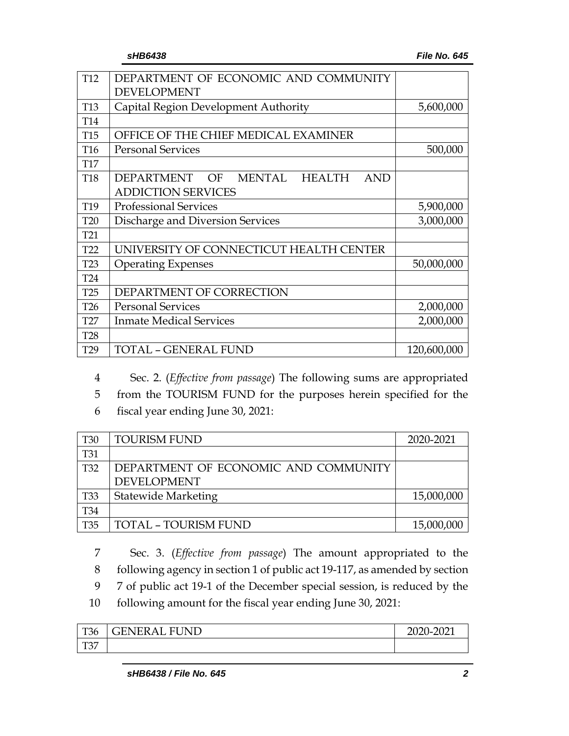| | | |
|---|---|---|
| T12 | DEPARTMENT OF ECONOMIC AND COMMUNITY DEVELOPMENT | |
| T13 | Capital Region Development Authority | 5,600,000 |
| T14 | | |
| T15 | OFFICE OF THE CHIEF MEDICAL EXAMINER | |
| T16 | Personal Services | 500,000 |
| T17 | | |
| T18 | DEPARTMENT OF MENTAL HEALTH AND ADDICTION SERVICES | |
| T19 | Professional Services | 5,900,000 |
| T20 | Discharge and Diversion Services | 3,000,000 |
| T21 | | |
| T22 | UNIVERSITY OF CONNECTICUT HEALTH CENTER | |
| T23 | Operating Expenses | 50,000,000 |
| T24 | | |
| T25 | DEPARTMENT OF CORRECTION | |
| T26 | Personal Services | 2,000,000 |
| T27 | Inmate Medical Services | 2,000,000 |
| T28 | | |
| T29 | TOTAL – GENERAL FUND | 120,600,000 |

4 Sec. 2. (*Effective from passage*) The following sums are appropriated
5 from the TOURISM FUND for the purposes herein specified for the
6 fiscal year ending June 30, 2021:

| T30 | TOURISM FUND | 2020-2021 |
|---|---|---|
| T31 | | |
| T32 | DEPARTMENT OF ECONOMIC AND COMMUNITY DEVELOPMENT | |
| T33 | Statewide Marketing | 15,000,000 |
| T34 | | |
| T35 | TOTAL – TOURISM FUND | 15,000,000 |

7 Sec. 3. (*Effective from passage*) The amount appropriated to the
8 following agency in section 1 of public act 19-117, as amended by section
9 7 of public act 19-1 of the December special session, is reduced by the
10 following amount for the fiscal year ending June 30, 2021:

| T36 | GENERAL FUND | 2020-2021 |
|---|---|---|
| T37 | | |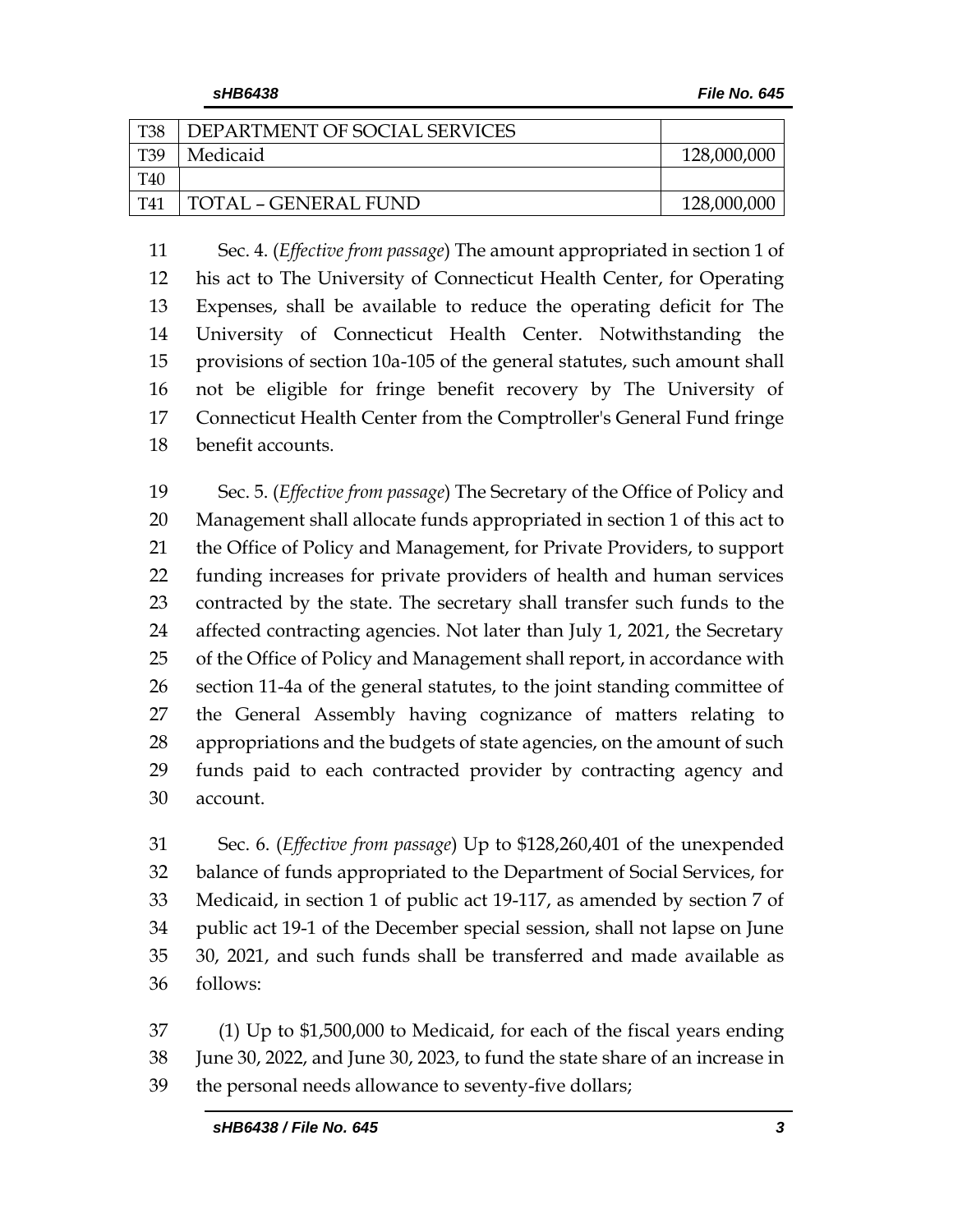| | | |
|---|---|---|
| T38 | DEPARTMENT OF SOCIAL SERVICES | |
| T39 | Medicaid | 128,000,000 |
| T40 | | |
| T41 | TOTAL – GENERAL FUND | 128,000,000 |

Sec. 4. (*Effective from passage*) The amount appropriated in section 1 of his act to The University of Connecticut Health Center, for Operating Expenses, shall be available to reduce the operating deficit for The University of Connecticut Health Center. Notwithstanding the provisions of section 10a-105 of the general statutes, such amount shall not be eligible for fringe benefit recovery by The University of Connecticut Health Center from the Comptroller's General Fund fringe benefit accounts.

Sec. 5. (*Effective from passage*) The Secretary of the Office of Policy and Management shall allocate funds appropriated in section 1 of this act to the Office of Policy and Management, for Private Providers, to support funding increases for private providers of health and human services contracted by the state. The secretary shall transfer such funds to the affected contracting agencies. Not later than July 1, 2021, the Secretary of the Office of Policy and Management shall report, in accordance with section 11-4a of the general statutes, to the joint standing committee of the General Assembly having cognizance of matters relating to appropriations and the budgets of state agencies, on the amount of such funds paid to each contracted provider by contracting agency and account.

Sec. 6. (*Effective from passage*) Up to $128,260,401 of the unexpended balance of funds appropriated to the Department of Social Services, for Medicaid, in section 1 of public act 19-117, as amended by section 7 of public act 19-1 of the December special session, shall not lapse on June 30, 2021, and such funds shall be transferred and made available as follows:

(1) Up to $1,500,000 to Medicaid, for each of the fiscal years ending June 30, 2022, and June 30, 2023, to fund the state share of an increase in the personal needs allowance to seventy-five dollars;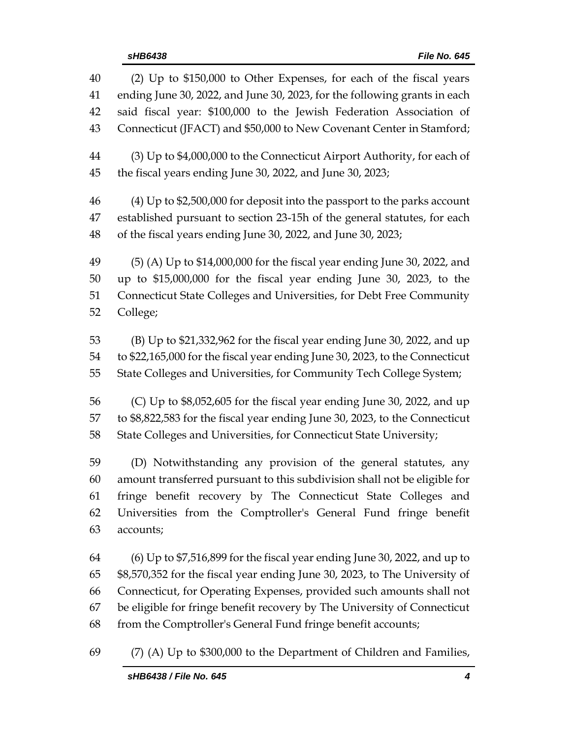(2) Up to $150,000 to Other Expenses, for each of the fiscal years ending June 30, 2022, and June 30, 2023, for the following grants in each said fiscal year: $100,000 to the Jewish Federation Association of Connecticut (JFACT) and $50,000 to New Covenant Center in Stamford;

(3) Up to $4,000,000 to the Connecticut Airport Authority, for each of the fiscal years ending June 30, 2022, and June 30, 2023;

(4) Up to $2,500,000 for deposit into the passport to the parks account established pursuant to section 23-15h of the general statutes, for each of the fiscal years ending June 30, 2022, and June 30, 2023;

(5) (A) Up to $14,000,000 for the fiscal year ending June 30, 2022, and up to $15,000,000 for the fiscal year ending June 30, 2023, to the Connecticut State Colleges and Universities, for Debt Free Community College;

(B) Up to $21,332,962 for the fiscal year ending June 30, 2022, and up to $22,165,000 for the fiscal year ending June 30, 2023, to the Connecticut State Colleges and Universities, for Community Tech College System;

(C) Up to $8,052,605 for the fiscal year ending June 30, 2022, and up to $8,822,583 for the fiscal year ending June 30, 2023, to the Connecticut State Colleges and Universities, for Connecticut State University;

(D) Notwithstanding any provision of the general statutes, any amount transferred pursuant to this subdivision shall not be eligible for fringe benefit recovery by The Connecticut State Colleges and Universities from the Comptroller's General Fund fringe benefit accounts;

(6) Up to $7,516,899 for the fiscal year ending June 30, 2022, and up to $8,570,352 for the fiscal year ending June 30, 2023, to The University of Connecticut, for Operating Expenses, provided such amounts shall not be eligible for fringe benefit recovery by The University of Connecticut from the Comptroller's General Fund fringe benefit accounts;

(7) (A) Up to $300,000 to the Department of Children and Families,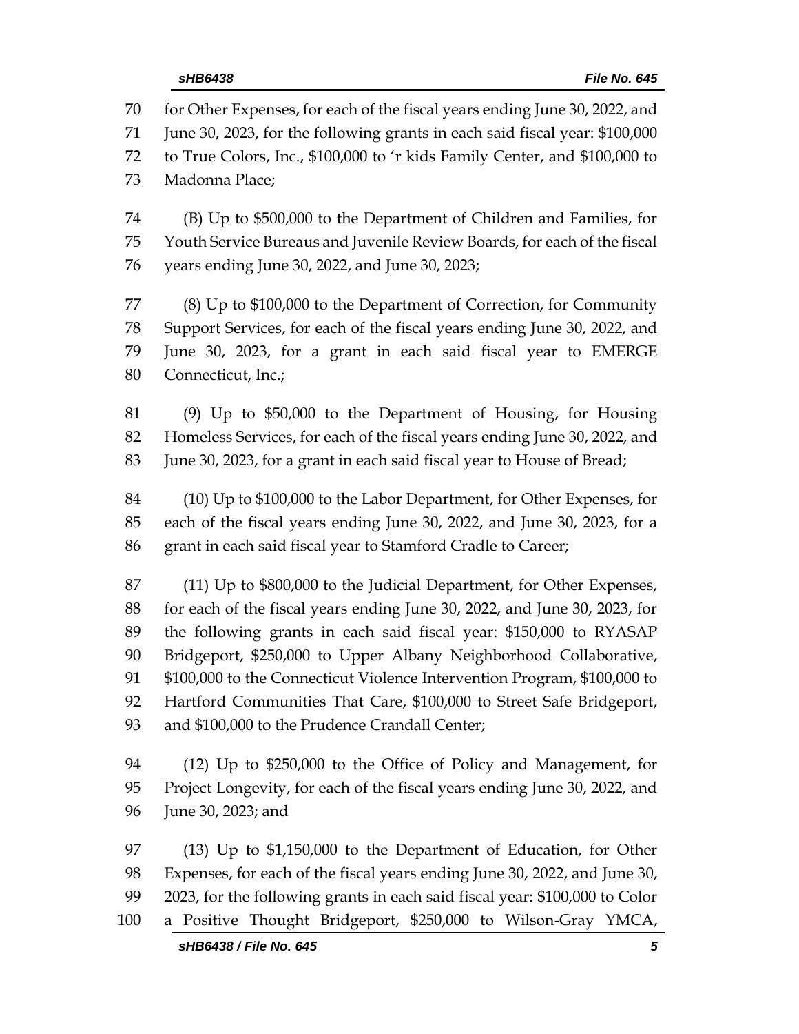for Other Expenses, for each of the fiscal years ending June 30, 2022, and June 30, 2023, for the following grants in each said fiscal year: $100,000 to True Colors, Inc., $100,000 to 'r kids Family Center, and $100,000 to Madonna Place;

(B) Up to $500,000 to the Department of Children and Families, for Youth Service Bureaus and Juvenile Review Boards, for each of the fiscal years ending June 30, 2022, and June 30, 2023;

(8) Up to $100,000 to the Department of Correction, for Community Support Services, for each of the fiscal years ending June 30, 2022, and June 30, 2023, for a grant in each said fiscal year to EMERGE Connecticut, Inc.;

(9) Up to $50,000 to the Department of Housing, for Housing Homeless Services, for each of the fiscal years ending June 30, 2022, and June 30, 2023, for a grant in each said fiscal year to House of Bread;

(10) Up to $100,000 to the Labor Department, for Other Expenses, for each of the fiscal years ending June 30, 2022, and June 30, 2023, for a grant in each said fiscal year to Stamford Cradle to Career;

(11) Up to $800,000 to the Judicial Department, for Other Expenses, for each of the fiscal years ending June 30, 2022, and June 30, 2023, for the following grants in each said fiscal year: $150,000 to RYASAP Bridgeport, $250,000 to Upper Albany Neighborhood Collaborative, $100,000 to the Connecticut Violence Intervention Program, $100,000 to Hartford Communities That Care, $100,000 to Street Safe Bridgeport, and $100,000 to the Prudence Crandall Center;

(12) Up to $250,000 to the Office of Policy and Management, for Project Longevity, for each of the fiscal years ending June 30, 2022, and June 30, 2023; and

(13) Up to $1,150,000 to the Department of Education, for Other Expenses, for each of the fiscal years ending June 30, 2022, and June 30, 2023, for the following grants in each said fiscal year: $100,000 to Color a Positive Thought Bridgeport, $250,000 to Wilson-Gray YMCA,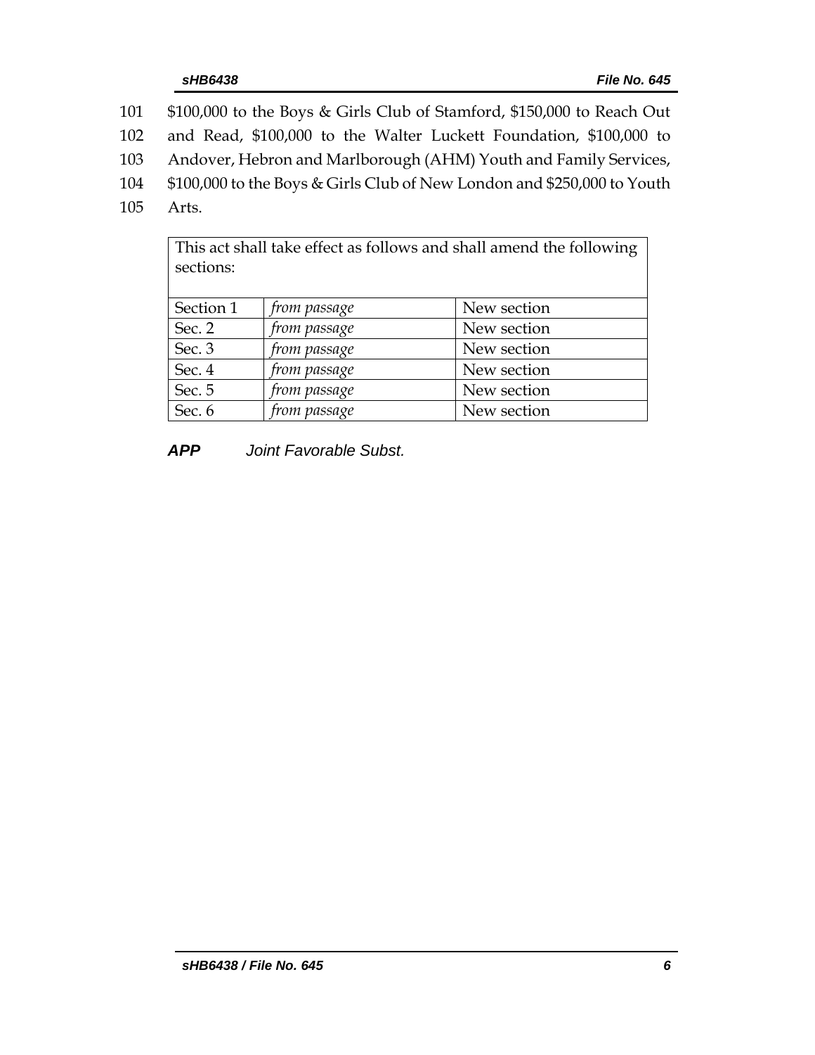101 $100,000 to the Boys & Girls Club of Stamford, $150,000 to Reach Out
102 and Read, $100,000 to the Walter Luckett Foundation, $100,000 to
103 Andover, Hebron and Marlborough (AHM) Youth and Family Services,
104 $100,000 to the Boys & Girls Club of New London and $250,000 to Youth
105 Arts.

| This act shall take effect as follows and shall amend the following sections: | | |
|---|---|---|
| Section 1 | *from passage* | New section |
| Sec. 2 | *from passage* | New section |
| Sec. 3 | *from passage* | New section |
| Sec. 4 | *from passage* | New section |
| Sec. 5 | *from passage* | New section |
| Sec. 6 | *from passage* | New section |

***APP*** *Joint Favorable Subst.*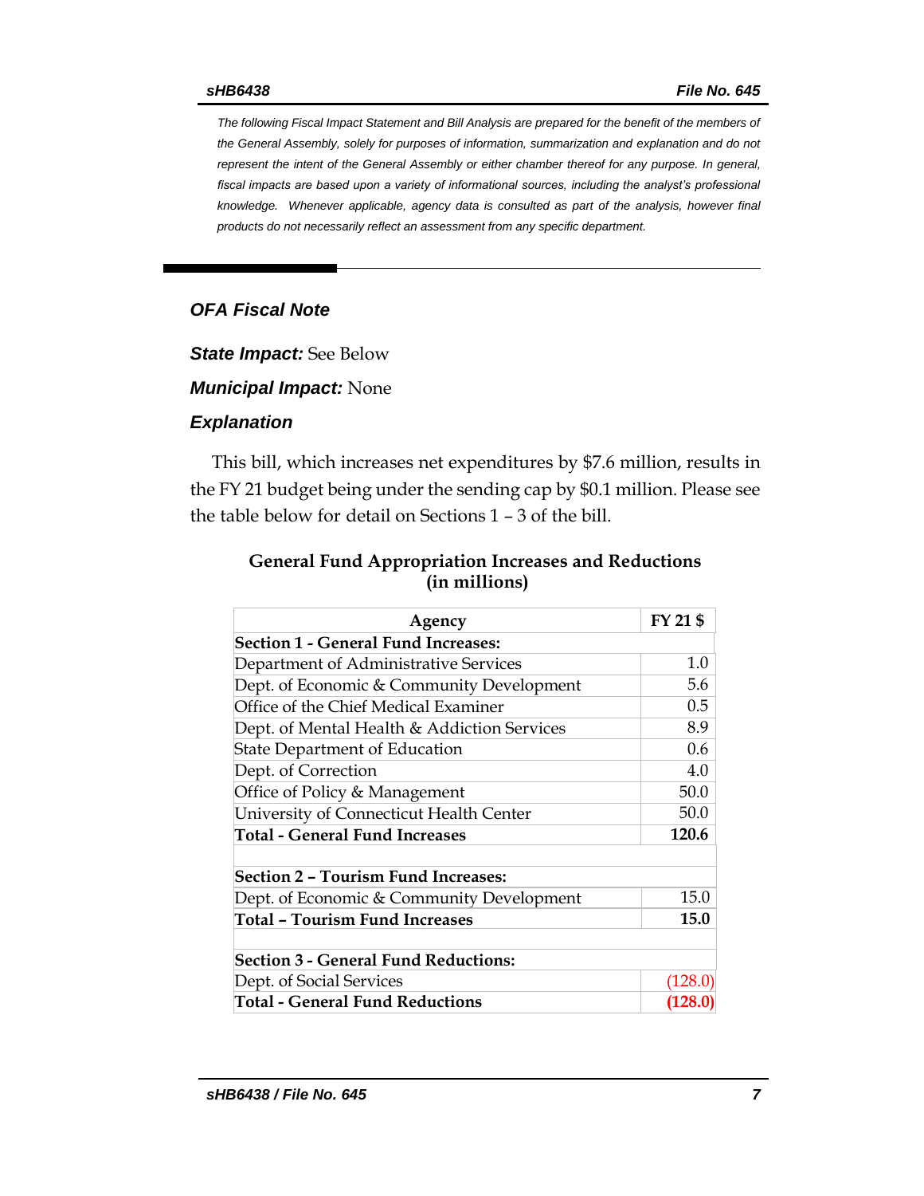*The following Fiscal Impact Statement and Bill Analysis are prepared for the benefit of the members of the General Assembly, solely for purposes of information, summarization and explanation and do not represent the intent of the General Assembly or either chamber thereof for any purpose. In general, fiscal impacts are based upon a variety of informational sources, including the analyst's professional knowledge. Whenever applicable, agency data is consulted as part of the analysis, however final products do not necessarily reflect an assessment from any specific department.*

## *OFA Fiscal Note*

***State Impact:*** See Below

***Municipal Impact:*** None

### *Explanation*

This bill, which increases net expenditures by $7.6 million, results in the FY 21 budget being under the sending cap by $0.1 million. Please see the table below for detail on Sections 1 – 3 of the bill.

**General Fund Appropriation Increases and Reductions (in millions)**

| Agency | FY 21 $ |
|---|---|
| **Section 1 - General Fund Increases:** | |
| Department of Administrative Services | 1.0 |
| Dept. of Economic & Community Development | 5.6 |
| Office of the Chief Medical Examiner | 0.5 |
| Dept. of Mental Health & Addiction Services | 8.9 |
| State Department of Education | 0.6 |
| Dept. of Correction | 4.0 |
| Office of Policy & Management | 50.0 |
| University of Connecticut Health Center | 50.0 |
| **Total - General Fund Increases** | **120.6** |
| | |
| **Section 2 – Tourism Fund Increases:** | |
| Dept. of Economic & Community Development | 15.0 |
| **Total – Tourism Fund Increases** | **15.0** |
| | |
| **Section 3 - General Fund Reductions:** | |
| Dept. of Social Services | (128.0) |
| **Total - General Fund Reductions** | **(128.0)** |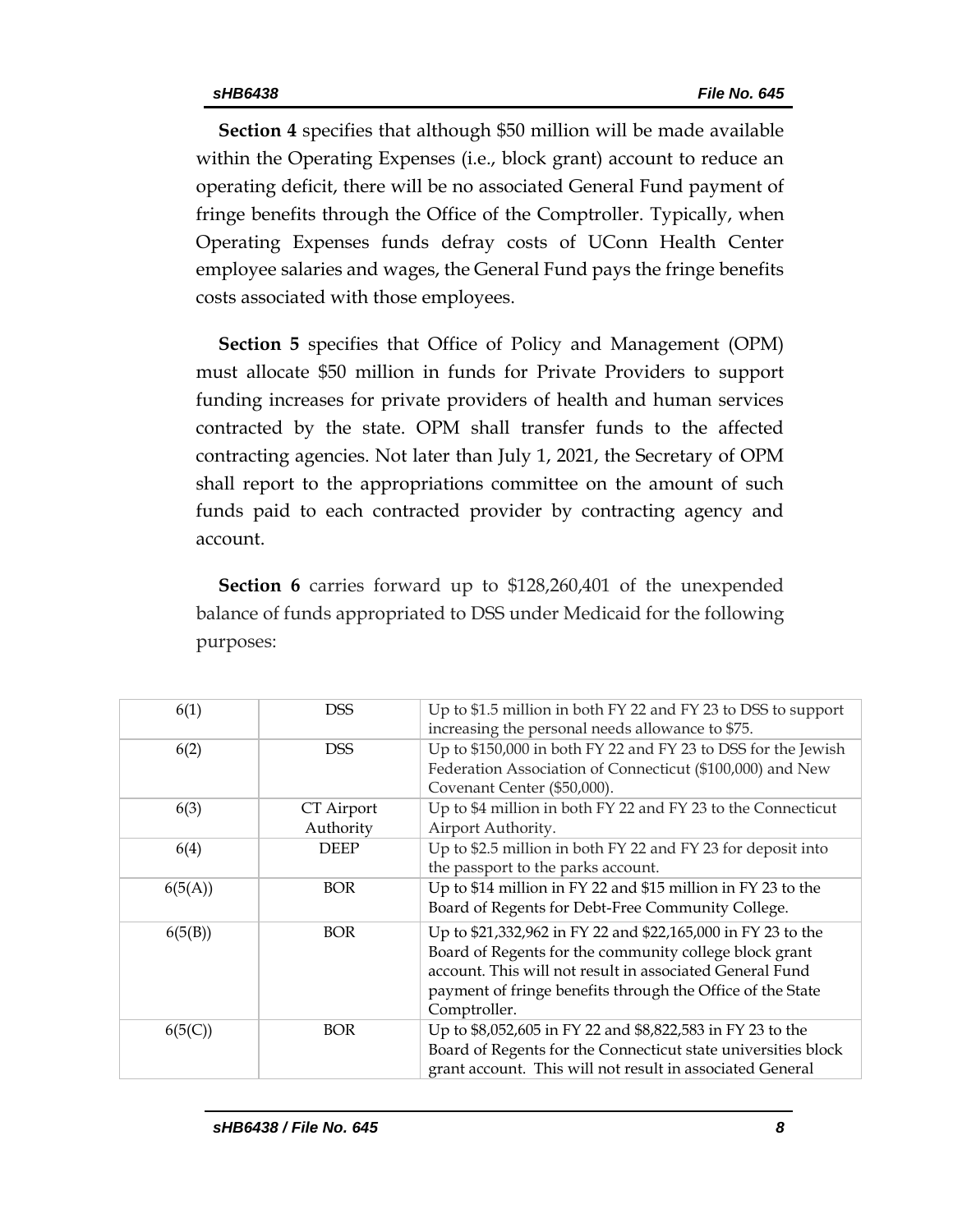**Section 4** specifies that although $50 million will be made available within the Operating Expenses (i.e., block grant) account to reduce an operating deficit, there will be no associated General Fund payment of fringe benefits through the Office of the Comptroller. Typically, when Operating Expenses funds defray costs of UConn Health Center employee salaries and wages, the General Fund pays the fringe benefits costs associated with those employees.

**Section 5** specifies that Office of Policy and Management (OPM) must allocate $50 million in funds for Private Providers to support funding increases for private providers of health and human services contracted by the state. OPM shall transfer funds to the affected contracting agencies. Not later than July 1, 2021, the Secretary of OPM shall report to the appropriations committee on the amount of such funds paid to each contracted provider by contracting agency and account.

**Section 6** carries forward up to $128,260,401 of the unexpended balance of funds appropriated to DSS under Medicaid for the following purposes:

| | | |
|---|---|---|
| 6(1) | DSS | Up to $1.5 million in both FY 22 and FY 23 to DSS to support increasing the personal needs allowance to $75. |
| 6(2) | DSS | Up to $150,000 in both FY 22 and FY 23 to DSS for the Jewish Federation Association of Connecticut ($100,000) and New Covenant Center ($50,000). |
| 6(3) | CT Airport Authority | Up to $4 million in both FY 22 and FY 23 to the Connecticut Airport Authority. |
| 6(4) | DEEP | Up to $2.5 million in both FY 22 and FY 23 for deposit into the passport to the parks account. |
| 6(5(A)) | BOR | Up to $14 million in FY 22 and $15 million in FY 23 to the Board of Regents for Debt-Free Community College. |
| 6(5(B)) | BOR | Up to $21,332,962 in FY 22 and $22,165,000 in FY 23 to the Board of Regents for the community college block grant account. This will not result in associated General Fund payment of fringe benefits through the Office of the State Comptroller. |
| 6(5(C)) | BOR | Up to $8,052,605 in FY 22 and $8,822,583 in FY 23 to the Board of Regents for the Connecticut state universities block grant account. This will not result in associated General |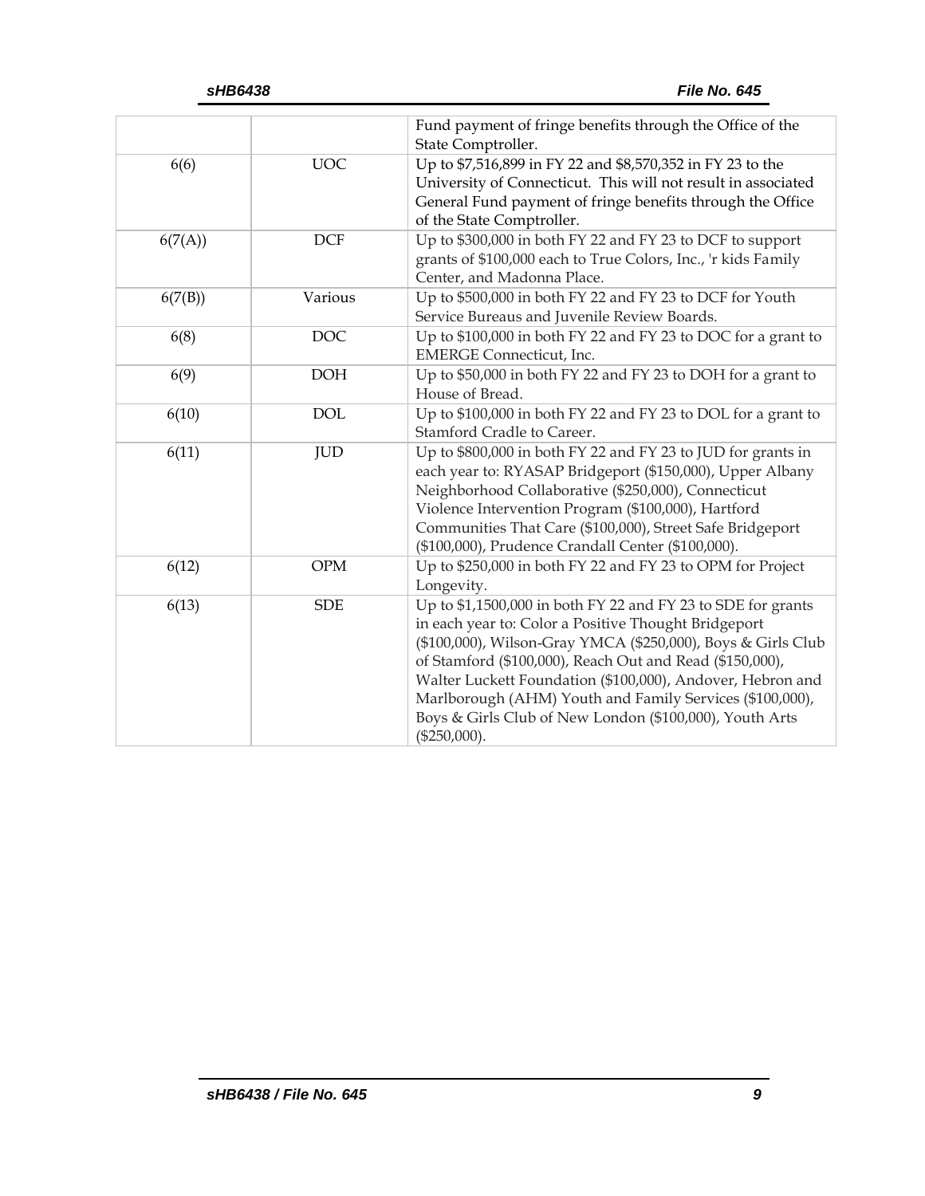| | | |
|---|---|---|
| | | Fund payment of fringe benefits through the Office of the State Comptroller. |
| 6(6) | UOC | Up to $7,516,899 in FY 22 and $8,570,352 in FY 23 to the University of Connecticut. This will not result in associated General Fund payment of fringe benefits through the Office of the State Comptroller. |
| 6(7(A)) | DCF | Up to $300,000 in both FY 22 and FY 23 to DCF to support grants of $100,000 each to True Colors, Inc., 'r kids Family Center, and Madonna Place. |
| 6(7(B)) | Various | Up to $500,000 in both FY 22 and FY 23 to DCF for Youth Service Bureaus and Juvenile Review Boards. |
| 6(8) | DOC | Up to $100,000 in both FY 22 and FY 23 to DOC for a grant to EMERGE Connecticut, Inc. |
| 6(9) | DOH | Up to $50,000 in both FY 22 and FY 23 to DOH for a grant to House of Bread. |
| 6(10) | DOL | Up to $100,000 in both FY 22 and FY 23 to DOL for a grant to Stamford Cradle to Career. |
| 6(11) | JUD | Up to $800,000 in both FY 22 and FY 23 to JUD for grants in each year to: RYASAP Bridgeport ($150,000), Upper Albany Neighborhood Collaborative ($250,000), Connecticut Violence Intervention Program ($100,000), Hartford Communities That Care ($100,000), Street Safe Bridgeport ($100,000), Prudence Crandall Center ($100,000). |
| 6(12) | OPM | Up to $250,000 in both FY 22 and FY 23 to OPM for Project Longevity. |
| 6(13) | SDE | Up to $1,1500,000 in both FY 22 and FY 23 to SDE for grants in each year to: Color a Positive Thought Bridgeport ($100,000), Wilson-Gray YMCA ($250,000), Boys & Girls Club of Stamford ($100,000), Reach Out and Read ($150,000), Walter Luckett Foundation ($100,000), Andover, Hebron and Marlborough (AHM) Youth and Family Services ($100,000), Boys & Girls Club of New London ($100,000), Youth Arts ($250,000). |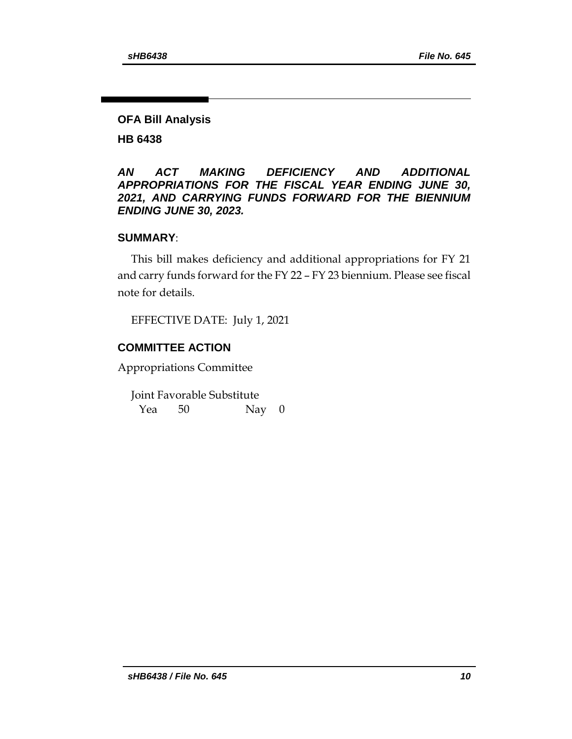**OFA Bill Analysis**

**HB 6438**

***AN ACT MAKING DEFICIENCY AND ADDITIONAL APPROPRIATIONS FOR THE FISCAL YEAR ENDING JUNE 30, 2021, AND CARRYING FUNDS FORWARD FOR THE BIENNIUM ENDING JUNE 30, 2023.***

**SUMMARY**:

This bill makes deficiency and additional appropriations for FY 21 and carry funds forward for the FY 22 – FY 23 biennium. Please see fiscal note for details.

EFFECTIVE DATE: July 1, 2021

**COMMITTEE ACTION**

Appropriations Committee

Joint Favorable Substitute

| | | | |
|---|---|---|---|
| Yea | 50 | Nay | 0 |